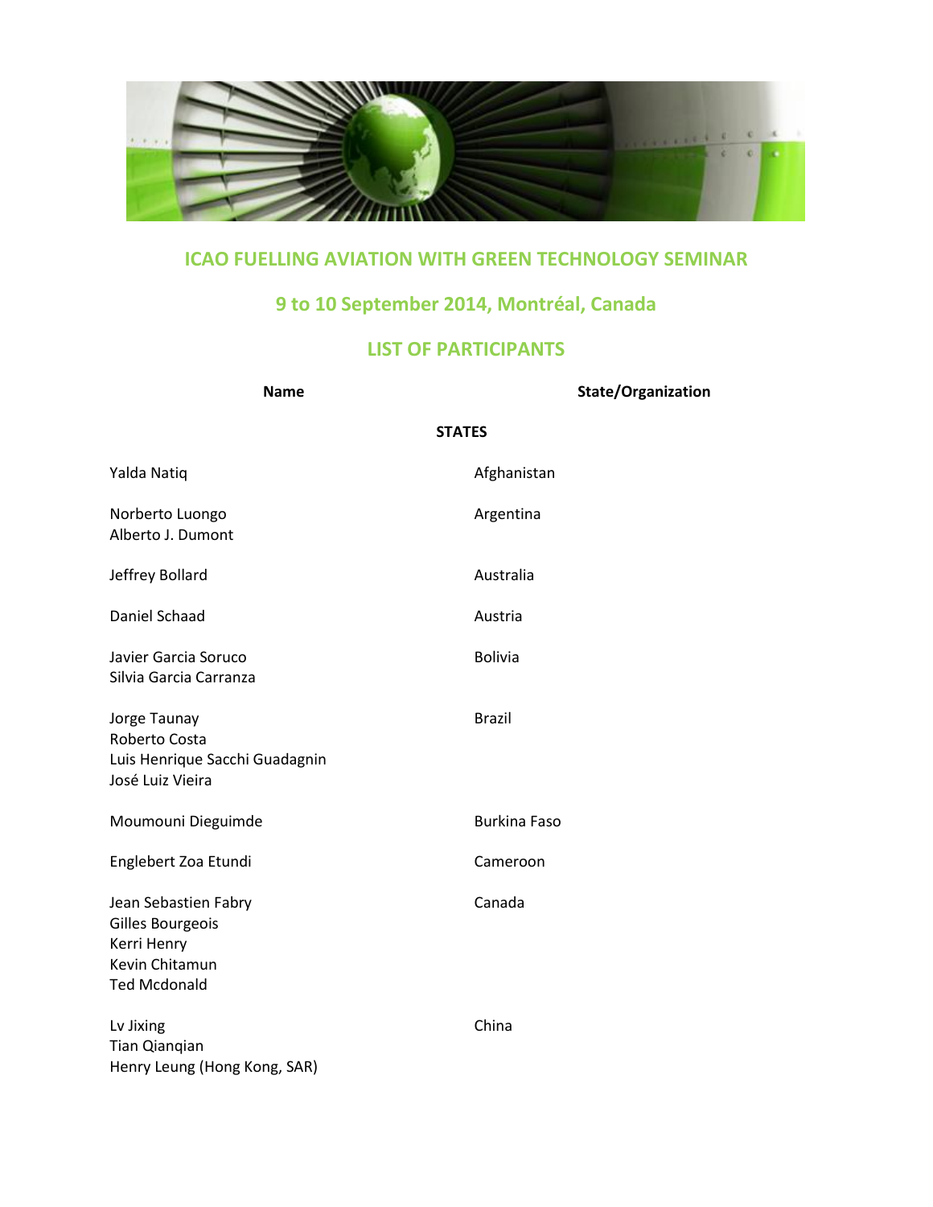# ICAO FUELLING AVIATION WITH GREEN TECHNOLOGY SEMINAR

## 9 to 10 September 2014, Montréal, Canada

## LIST OF PARTICIPANTS

| Name | State/Organization |
|---|---|
| **STATES** | |
| Yalda Natiq | Afghanistan |
| Norberto Luongo<br>Alberto J. Dumont | Argentina |
| Jeffrey Bollard | Australia |
| Daniel Schaad | Austria |
| Javier Garcia Soruco<br>Silvia Garcia Carranza | Bolivia |
| Jorge Taunay<br>Roberto Costa<br>Luis Henrique Sacchi Guadagnin<br>José Luiz Vieira | Brazil |
| Moumouni Dieguimde | Burkina Faso |
| Englebert Zoa Etundi | Cameroon |
| Jean Sebastien Fabry<br>Gilles Bourgeois<br>Kerri Henry<br>Kevin Chitamun<br>Ted Mcdonald | Canada |
| Lv Jixing<br>Tian Qianqian<br>Henry Leung (Hong Kong, SAR) | China |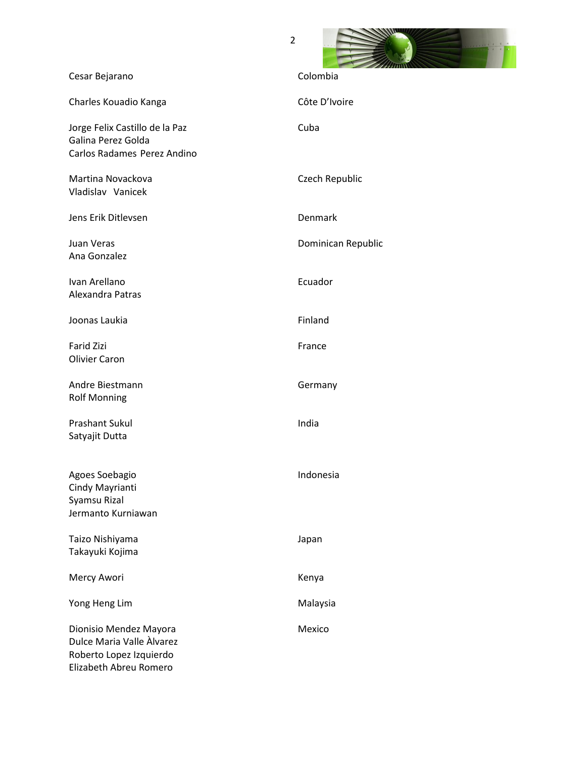| | |
|---|---|
| Cesar Bejarano | Colombia |
| Charles Kouadio Kanga | Côte D'Ivoire |
| Jorge Felix Castillo de la Paz<br>Galina Perez Golda<br>Carlos Radames Perez Andino | Cuba |
| Martina Novackova<br>Vladislav Vanicek | Czech Republic |
| Jens Erik Ditlevsen | Denmark |
| Juan Veras<br>Ana Gonzalez | Dominican Republic |
| Ivan Arellano<br>Alexandra Patras | Ecuador |
| Joonas Laukia | Finland |
| Farid Zizi<br>Olivier Caron | France |
| Andre Biestmann<br>Rolf Monning | Germany |
| Prashant Sukul<br>Satyajit Dutta | India |
| Agoes Soebagio<br>Cindy Mayrianti<br>Syamsu Rizal<br>Jermanto Kurniawan | Indonesia |
| Taizo Nishiyama<br>Takayuki Kojima | Japan |
| Mercy Awori | Kenya |
| Yong Heng Lim | Malaysia |
| Dionisio Mendez Mayora<br>Dulce Maria Valle Àlvarez<br>Roberto Lopez Izquierdo<br>Elizabeth Abreu Romero | Mexico |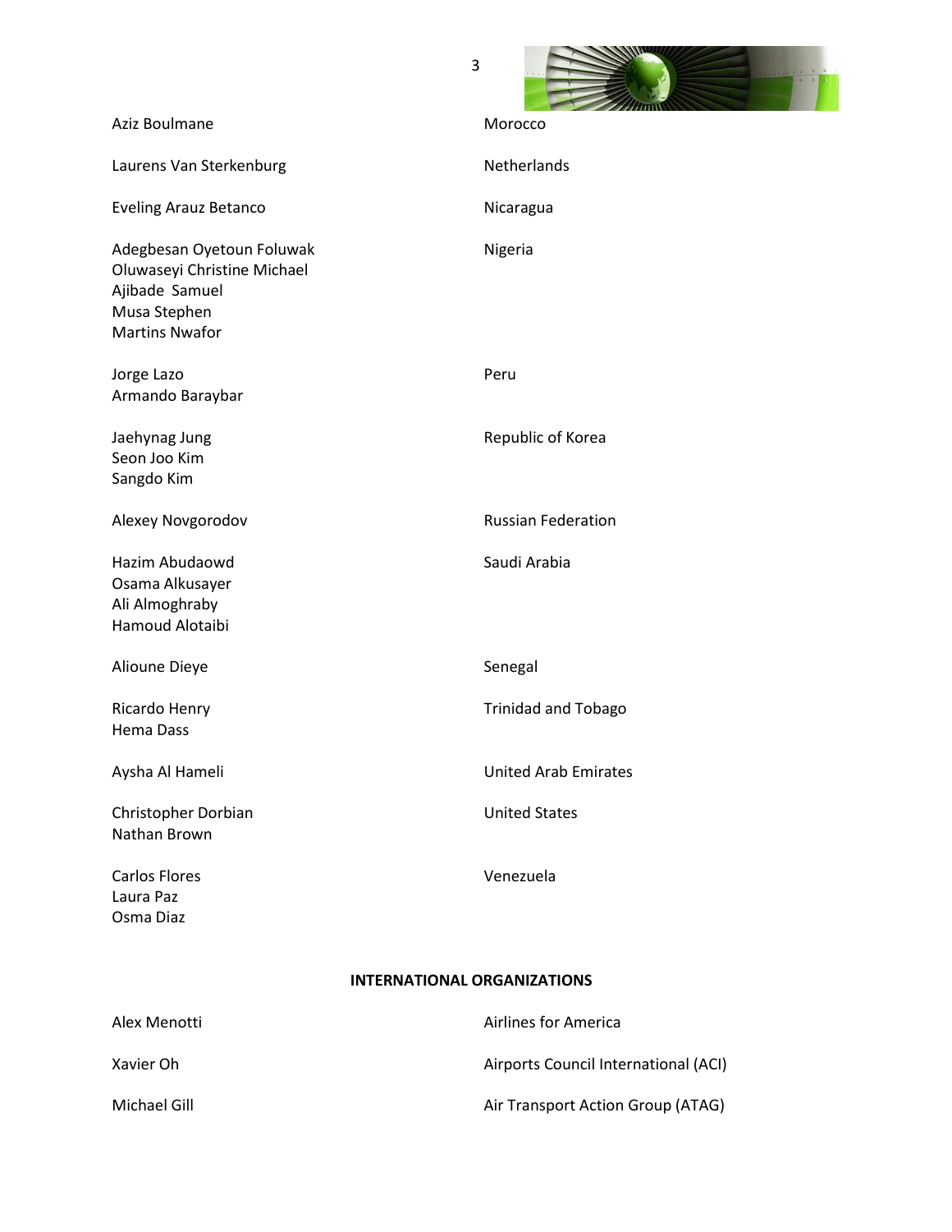| | |
|---|---|
| Aziz Boulmane | Morocco |
| Laurens Van Sterkenburg | Netherlands |
| Eveling Arauz Betanco | Nicaragua |
| Adegbesan Oyetoun Foluwak<br>Oluwaseyi Christine Michael<br>Ajibade Samuel<br>Musa Stephen<br>Martins Nwafor | Nigeria |
| Jorge Lazo<br>Armando Baraybar | Peru |
| Jaehynag Jung<br>Seon Joo Kim<br>Sangdo Kim | Republic of Korea |
| Alexey Novgorodov | Russian Federation |
| Hazim Abudaowd<br>Osama Alkusayer<br>Ali Almoghraby<br>Hamoud Alotaibi | Saudi Arabia |
| Alioune Dieye | Senegal |
| Ricardo Henry<br>Hema Dass | Trinidad and Tobago |
| Aysha Al Hameli | United Arab Emirates |
| Christopher Dorbian<br>Nathan Brown | United States |
| Carlos Flores<br>Laura Paz<br>Osma Diaz | Venezuela |

**INTERNATIONAL ORGANIZATIONS**

| | |
|---|---|
| Alex Menotti | Airlines for America |
| Xavier Oh | Airports Council International (ACI) |
| Michael Gill | Air Transport Action Group (ATAG) |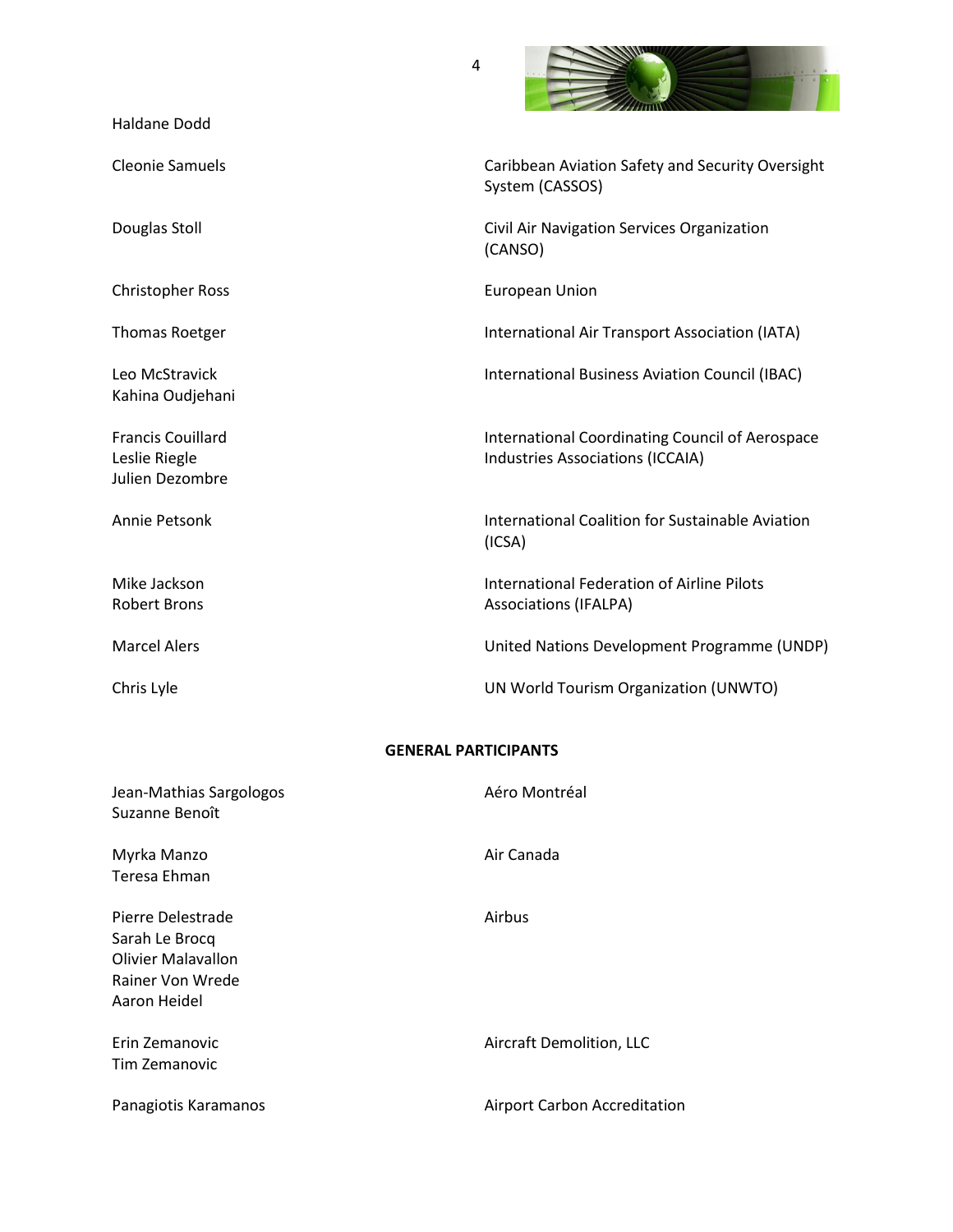| | |
|---|---|
| Haldane Dodd | |
| Cleonie Samuels | Caribbean Aviation Safety and Security Oversight System (CASSOS) |
| Douglas Stoll | Civil Air Navigation Services Organization (CANSO) |
| Christopher Ross | European Union |
| Thomas Roetger | International Air Transport Association (IATA) |
| Leo McStravick<br>Kahina Oudjehani | International Business Aviation Council (IBAC) |
| Francis Couillard<br>Leslie Riegle<br>Julien Dezombre | International Coordinating Council of Aerospace Industries Associations (ICCAIA) |
| Annie Petsonk | International Coalition for Sustainable Aviation (ICSA) |
| Mike Jackson<br>Robert Brons | International Federation of Airline Pilots Associations (IFALPA) |
| Marcel Alers | United Nations Development Programme (UNDP) |
| Chris Lyle | UN World Tourism Organization (UNWTO) |

**GENERAL PARTICIPANTS**

| | |
|---|---|
| Jean-Mathias Sargologos<br>Suzanne Benoît | Aéro Montréal |
| Myrka Manzo<br>Teresa Ehman | Air Canada |
| Pierre Delestrade<br>Sarah Le Brocq<br>Olivier Malavallon<br>Rainer Von Wrede<br>Aaron Heidel | Airbus |
| Erin Zemanovic<br>Tim Zemanovic | Aircraft Demolition, LLC |
| Panagiotis Karamanos | Airport Carbon Accreditation |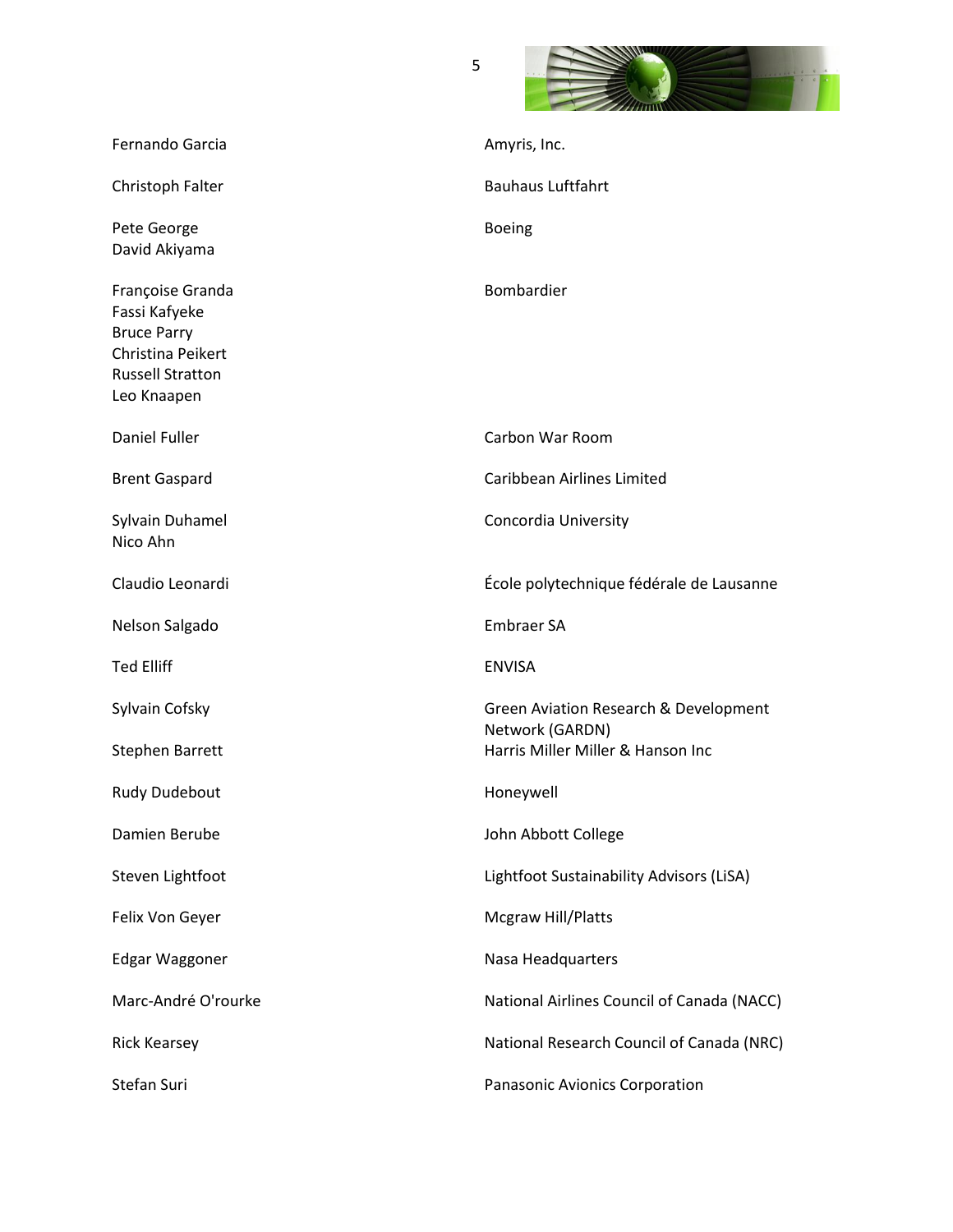| | |
|---|---|
| Fernando Garcia | Amyris, Inc. |
| Christoph Falter | Bauhaus Luftfahrt |
| Pete George<br>David Akiyama | Boeing |
| Françoise Granda<br>Fassi Kafyeke<br>Bruce Parry<br>Christina Peikert<br>Russell Stratton<br>Leo Knaapen | Bombardier |
| Daniel Fuller | Carbon War Room |
| Brent Gaspard | Caribbean Airlines Limited |
| Sylvain Duhamel<br>Nico Ahn | Concordia University |
| Claudio Leonardi | École polytechnique fédérale de Lausanne |
| Nelson Salgado | Embraer SA |
| Ted Elliff | ENVISA |
| Sylvain Cofsky | Green Aviation Research & Development Network (GARDN) |
| Stephen Barrett | Harris Miller Miller & Hanson Inc |
| Rudy Dudebout | Honeywell |
| Damien Berube | John Abbott College |
| Steven Lightfoot | Lightfoot Sustainability Advisors (LiSA) |
| Felix Von Geyer | Mcgraw Hill/Platts |
| Edgar Waggoner | Nasa Headquarters |
| Marc-André O'rourke | National Airlines Council of Canada (NACC) |
| Rick Kearsey | National Research Council of Canada (NRC) |
| Stefan Suri | Panasonic Avionics Corporation |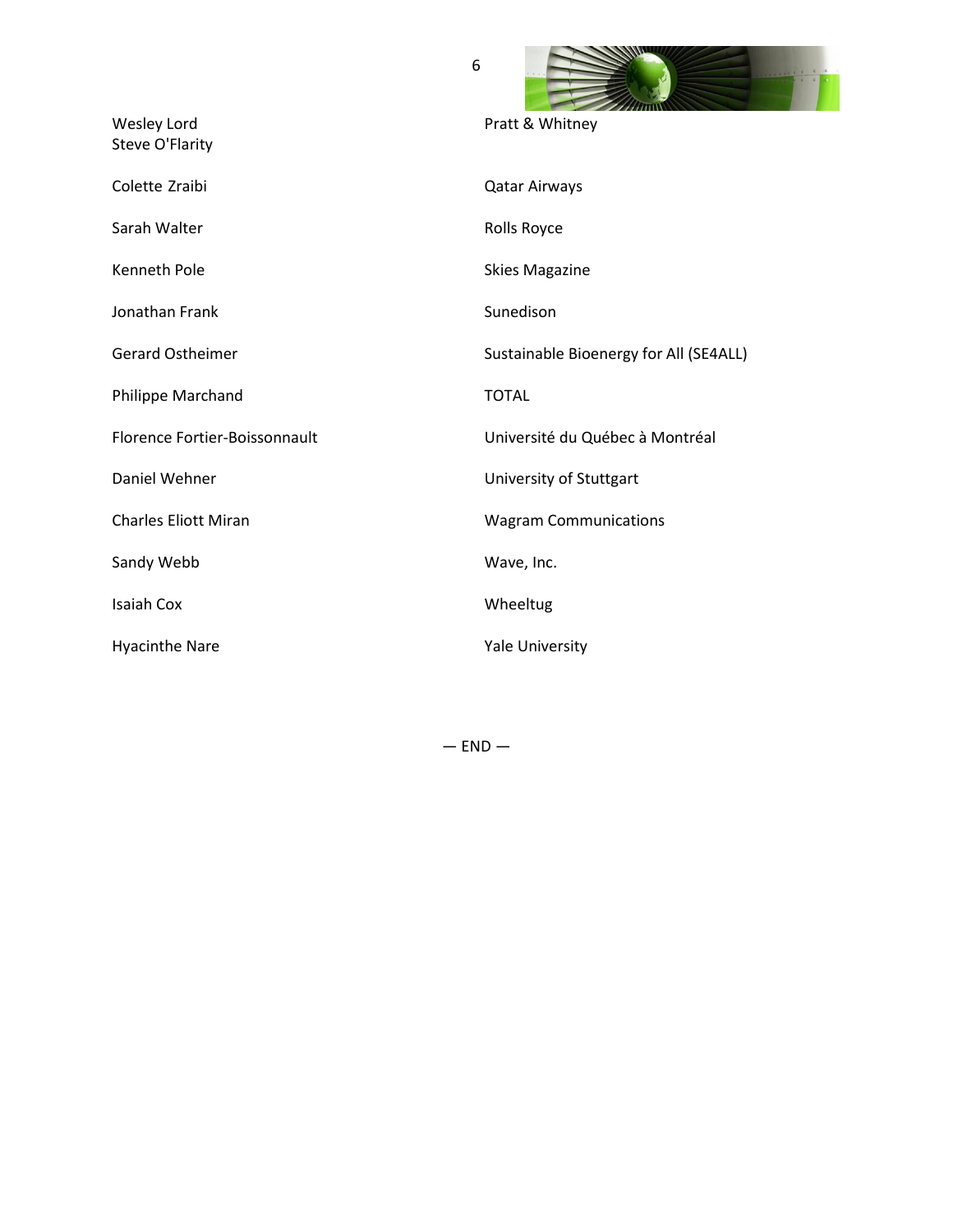| | |
|---|---|
| Wesley Lord<br>Steve O'Flarity | Pratt & Whitney |
| Colette Zraibi | Qatar Airways |
| Sarah Walter | Rolls Royce |
| Kenneth Pole | Skies Magazine |
| Jonathan Frank | Sunedison |
| Gerard Ostheimer | Sustainable Bioenergy for All (SE4ALL) |
| Philippe Marchand | TOTAL |
| Florence Fortier-Boissonnault | Université du Québec à Montréal |
| Daniel Wehner | University of Stuttgart |
| Charles Eliott Miran | Wagram Communications |
| Sandy Webb | Wave, Inc. |
| Isaiah Cox | Wheeltug |
| Hyacinthe Nare | Yale University |

— END —